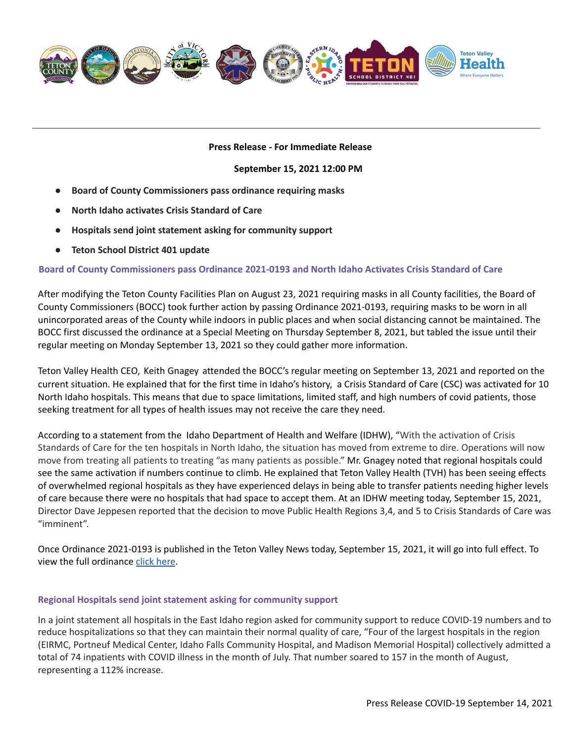**Press Release - For Immediate Release**

**September 15, 2021 12:00 PM**

- **Board of County Commissioners pass ordinance requiring masks**
- **North Idaho activates Crisis Standard of Care**
- **Hospitals send joint statement asking for community support**
- **Teton School District 401 update**

### Board of County Commissioners pass Ordinance 2021-0193 and North Idaho Activates Crisis Standard of Care

After modifying the Teton County Facilities Plan on August 23, 2021 requiring masks in all County facilities, the Board of County Commissioners (BOCC) took further action by passing Ordinance 2021-0193, requiring masks to be worn in all unincorporated areas of the County while indoors in public places and when social distancing cannot be maintained. The BOCC first discussed the ordinance at a Special Meeting on Thursday September 8, 2021, but tabled the issue until their regular meeting on Monday September 13, 2021 so they could gather more information.

Teton Valley Health CEO, Keith Gnagey attended the BOCC's regular meeting on September 13, 2021 and reported on the current situation. He explained that for the first time in Idaho's history, a Crisis Standard of Care (CSC) was activated for 10 North Idaho hospitals. This means that due to space limitations, limited staff, and high numbers of covid patients, those seeking treatment for all types of health issues may not receive the care they need.

According to a statement from the Idaho Department of Health and Welfare (IDHW), "With the activation of Crisis Standards of Care for the ten hospitals in North Idaho, the situation has moved from extreme to dire. Operations will now move from treating all patients to treating "as many patients as possible." Mr. Gnagey noted that regional hospitals could see the same activation if numbers continue to climb. He explained that Teton Valley Health (TVH) has been seeing effects of overwhelmed regional hospitals as they have experienced delays in being able to transfer patients needing higher levels of care because there were no hospitals that had space to accept them. At an IDHW meeting today, September 15, 2021, Director Dave Jeppesen reported that the decision to move Public Health Regions 3,4, and 5 to Crisis Standards of Care was "imminent".

Once Ordinance 2021-0193 is published in the Teton Valley News today, September 15, 2021, it will go into full effect. To view the full ordinance click here.

### Regional Hospitals send joint statement asking for community support

In a joint statement all hospitals in the East Idaho region asked for community support to reduce COVID-19 numbers and to reduce hospitalizations so that they can maintain their normal quality of care, "Four of the largest hospitals in the region (EIRMC, Porteneuf Medical Center, Idaho Falls Community Hospital, and Madison Memorial Hospital) collectively admitted a total of 74 inpatients with COVID illness in the month of July. That number soared to 157 in the month of August, representing a 112% increase.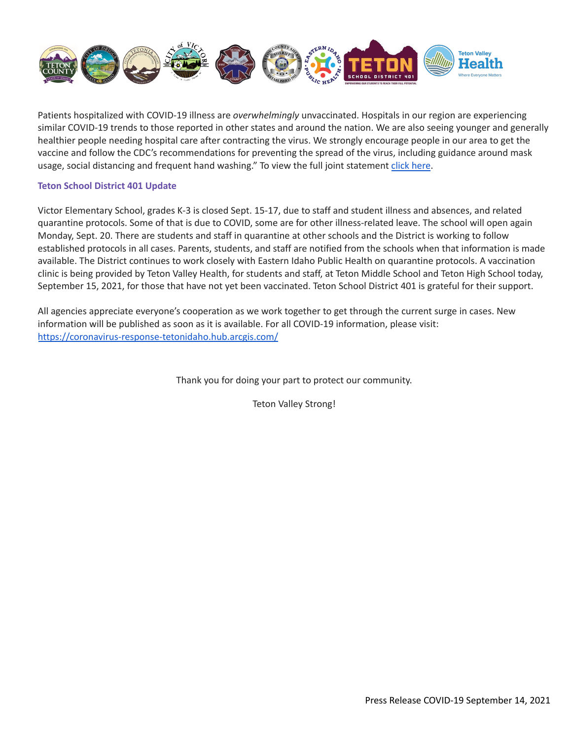Patients hospitalized with COVID-19 illness are *overwhelmingly* unvaccinated. Hospitals in our region are experiencing similar COVID-19 trends to those reported in other states and around the nation. We are also seeing younger and generally healthier people needing hospital care after contracting the virus. We strongly encourage people in our area to get the vaccine and follow the CDC's recommendations for preventing the spread of the virus, including guidance around mask usage, social distancing and frequent hand washing." To view the full joint statement [click here](#).

### Teton School District 401 Update

Victor Elementary School, grades K-3 is closed Sept. 15-17, due to staff and student illness and absences, and related quarantine protocols. Some of that is due to COVID, some are for other illness-related leave. The school will open again Monday, Sept. 20. There are students and staff in quarantine at other schools and the District is working to follow established protocols in all cases. Parents, students, and staff are notified from the schools when that information is made available. The District continues to work closely with Eastern Idaho Public Health on quarantine protocols. A vaccination clinic is being provided by Teton Valley Health, for students and staff, at Teton Middle School and Teton High School today, September 15, 2021, for those that have not yet been vaccinated. Teton School District 401 is grateful for their support.

All agencies appreciate everyone's cooperation as we work together to get through the current surge in cases. New information will be published as soon as it is available. For all COVID-19 information, please visit: [https://coronavirus-response-tetonidaho.hub.arcgis.com/](https://coronavirus-response-tetonidaho.hub.arcgis.com/)

Thank you for doing your part to protect our community.

Teton Valley Strong!

Press Release COVID-19 September 14, 2021